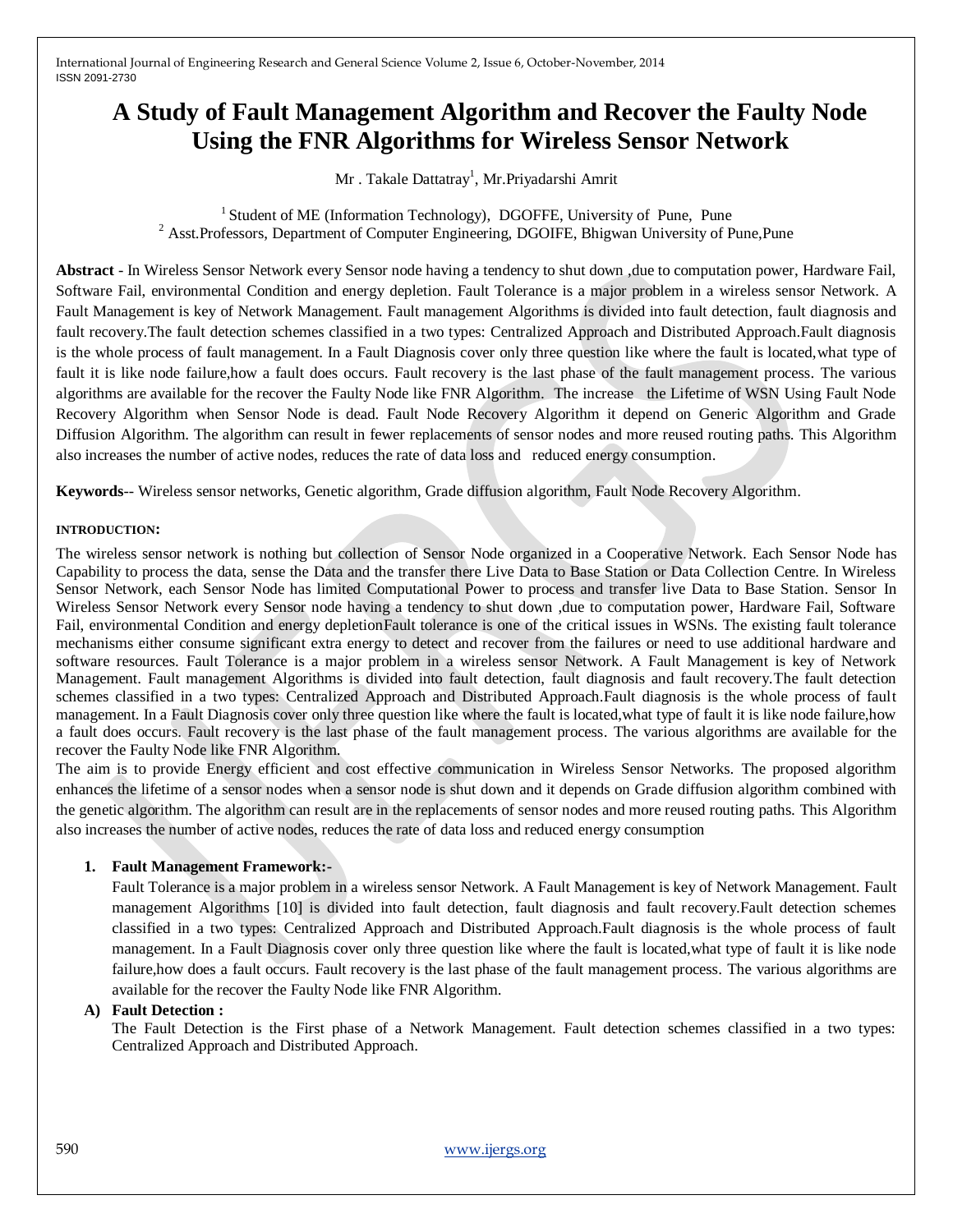# A Study of Fault Management Algorithm and Recover the Faulty Node Using the FNR Algorithms for Wireless Sensor Network

Mr . Takale Dattatray[1], Mr.Priyadarshi Amrit

[1] Student of ME (Information Technology), DGOFFE, University of Pune, Pune
[2] Asst.Professors, Department of Computer Engineering, DGOIFE, Bhigwan University of Pune,Pune

**Abstract** - In Wireless Sensor Network every Sensor node having a tendency to shut down ,due to computation power, Hardware Fail, Software Fail, environmental Condition and energy depletion. Fault Tolerance is a major problem in a wireless sensor Network. A Fault Management is key of Network Management. Fault management Algorithms is divided into fault detection, fault diagnosis and fault recovery.The fault detection schemes classified in a two types: Centralized Approach and Distributed Approach.Fault diagnosis is the whole process of fault management. In a Fault Diagnosis cover only three question like where the fault is located,what type of fault it is like node failure,how a fault does occurs. Fault recovery is the last phase of the fault management process. The various algorithms are available for the recover the Faulty Node like FNR Algorithm. The increase the Lifetime of WSN Using Fault Node Recovery Algorithm when Sensor Node is dead. Fault Node Recovery Algorithm it depend on Generic Algorithm and Grade Diffusion Algorithm. The algorithm can result in fewer replacements of sensor nodes and more reused routing paths. This Algorithm also increases the number of active nodes, reduces the rate of data loss and reduced energy consumption.

**Keywords**-- Wireless sensor networks, Genetic algorithm, Grade diffusion algorithm, Fault Node Recovery Algorithm.

## INTRODUCTION:

The wireless sensor network is nothing but collection of Sensor Node organized in a Cooperative Network. Each Sensor Node has Capability to process the data, sense the Data and the transfer there Live Data to Base Station or Data Collection Centre. In Wireless Sensor Network, each Sensor Node has limited Computational Power to process and transfer live Data to Base Station. Sensor In Wireless Sensor Network every Sensor node having a tendency to shut down ,due to computation power, Hardware Fail, Software Fail, environmental Condition and energy depletionFault tolerance is one of the critical issues in WSNs. The existing fault tolerance mechanisms either consume significant extra energy to detect and recover from the failures or need to use additional hardware and software resources. Fault Tolerance is a major problem in a wireless sensor Network. A Fault Management is key of Network Management. Fault management Algorithms is divided into fault detection, fault diagnosis and fault recovery.The fault detection schemes classified in a two types: Centralized Approach and Distributed Approach.Fault diagnosis is the whole process of fault management. In a Fault Diagnosis cover only three question like where the fault is located,what type of fault it is like node failure,how a fault does occurs. Fault recovery is the last phase of the fault management process. The various algorithms are available for the recover the Faulty Node like FNR Algorithm.

The aim is to provide Energy efficient and cost effective communication in Wireless Sensor Networks. The proposed algorithm enhances the lifetime of a sensor nodes when a sensor node is shut down and it depends on Grade diffusion algorithm combined with the genetic algorithm. The algorithm can result are in the replacements of sensor nodes and more reused routing paths. This Algorithm also increases the number of active nodes, reduces the rate of data loss and reduced energy consumption

1. **Fault Management Framework:-**

   Fault Tolerance is a major problem in a wireless sensor Network. A Fault Management is key of Network Management. Fault management Algorithms [10] is divided into fault detection, fault diagnosis and fault recovery.Fault detection schemes classified in a two types: Centralized Approach and Distributed Approach.Fault diagnosis is the whole process of fault management. In a Fault Diagnosis cover only three question like where the fault is located,what type of fault it is like node failure,how does a fault occurs. Fault recovery is the last phase of the fault management process. The various algorithms are available for the recover the Faulty Node like FNR Algorithm.

**A) Fault Detection :**

The Fault Detection is the First phase of a Network Management. Fault detection schemes classified in a two types: Centralized Approach and Distributed Approach.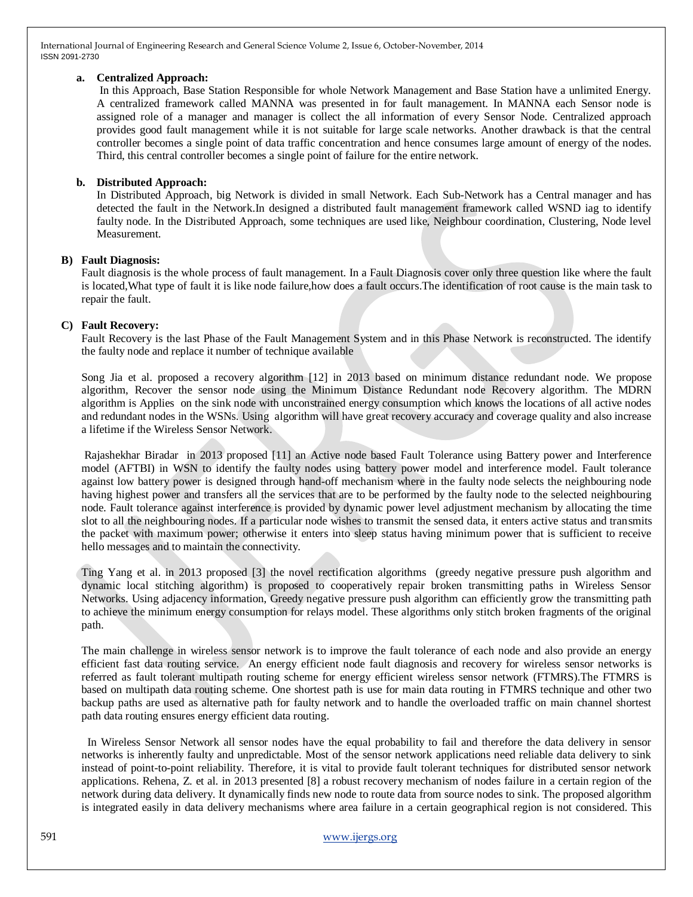**a. Centralized Approach:**

In this Approach, Base Station Responsible for whole Network Management and Base Station have a unlimited Energy. A centralized framework called MANNA was presented in for fault management. In MANNA each Sensor node is assigned role of a manager and manager is collect the all information of every Sensor Node. Centralized approach provides good fault management while it is not suitable for large scale networks. Another drawback is that the central controller becomes a single point of data traffic concentration and hence consumes large amount of energy of the nodes. Third, this central controller becomes a single point of failure for the entire network.

**b. Distributed Approach:**

In Distributed Approach, big Network is divided in small Network. Each Sub-Network has a Central manager and has detected the fault in the Network.In designed a distributed fault management framework called WSND iag to identify faulty node. In the Distributed Approach, some techniques are used like, Neighbour coordination, Clustering, Node level Measurement.

**B) Fault Diagnosis:**

Fault diagnosis is the whole process of fault management. In a Fault Diagnosis cover only three question like where the fault is located,What type of fault it is like node failure,how does a fault occurs.The identification of root cause is the main task to repair the fault.

**C) Fault Recovery:**

Fault Recovery is the last Phase of the Fault Management System and in this Phase Network is reconstructed. The identify the faulty node and replace it number of technique available

Song Jia et al. proposed a recovery algorithm [12] in 2013 based on minimum distance redundant node. We propose algorithm, Recover the sensor node using the Minimum Distance Redundant node Recovery algorithm. The MDRN algorithm is Applies on the sink node with unconstrained energy consumption which knows the locations of all active nodes and redundant nodes in the WSNs. Using algorithm will have great recovery accuracy and coverage quality and also increase a lifetime if the Wireless Sensor Network.

Rajashekhar Biradar in 2013 proposed [11] an Active node based Fault Tolerance using Battery power and Interference model (AFTBI) in WSN to identify the faulty nodes using battery power model and interference model. Fault tolerance against low battery power is designed through hand-off mechanism where in the faulty node selects the neighbouring node having highest power and transfers all the services that are to be performed by the faulty node to the selected neighbouring node. Fault tolerance against interference is provided by dynamic power level adjustment mechanism by allocating the time slot to all the neighbouring nodes. If a particular node wishes to transmit the sensed data, it enters active status and transmits the packet with maximum power; otherwise it enters into sleep status having minimum power that is sufficient to receive hello messages and to maintain the connectivity.

Ting Yang et al. in 2013 proposed [3] the novel rectification algorithms (greedy negative pressure push algorithm and dynamic local stitching algorithm) is proposed to cooperatively repair broken transmitting paths in Wireless Sensor Networks. Using adjacency information, Greedy negative pressure push algorithm can efficiently grow the transmitting path to achieve the minimum energy consumption for relays model. These algorithms only stitch broken fragments of the original path.

The main challenge in wireless sensor network is to improve the fault tolerance of each node and also provide an energy efficient fast data routing service. An energy efficient node fault diagnosis and recovery for wireless sensor networks is referred as fault tolerant multipath routing scheme for energy efficient wireless sensor network (FTMRS).The FTMRS is based on multipath data routing scheme. One shortest path is use for main data routing in FTMRS technique and other two backup paths are used as alternative path for faulty network and to handle the overloaded traffic on main channel shortest path data routing ensures energy efficient data routing.

In Wireless Sensor Network all sensor nodes have the equal probability to fail and therefore the data delivery in sensor networks is inherently faulty and unpredictable. Most of the sensor network applications need reliable data delivery to sink instead of point-to-point reliability. Therefore, it is vital to provide fault tolerant techniques for distributed sensor network applications. Rehena, Z. et al. in 2013 presented [8] a robust recovery mechanism of nodes failure in a certain region of the network during data delivery. It dynamically finds new node to route data from source nodes to sink. The proposed algorithm is integrated easily in data delivery mechanisms where area failure in a certain geographical region is not considered. This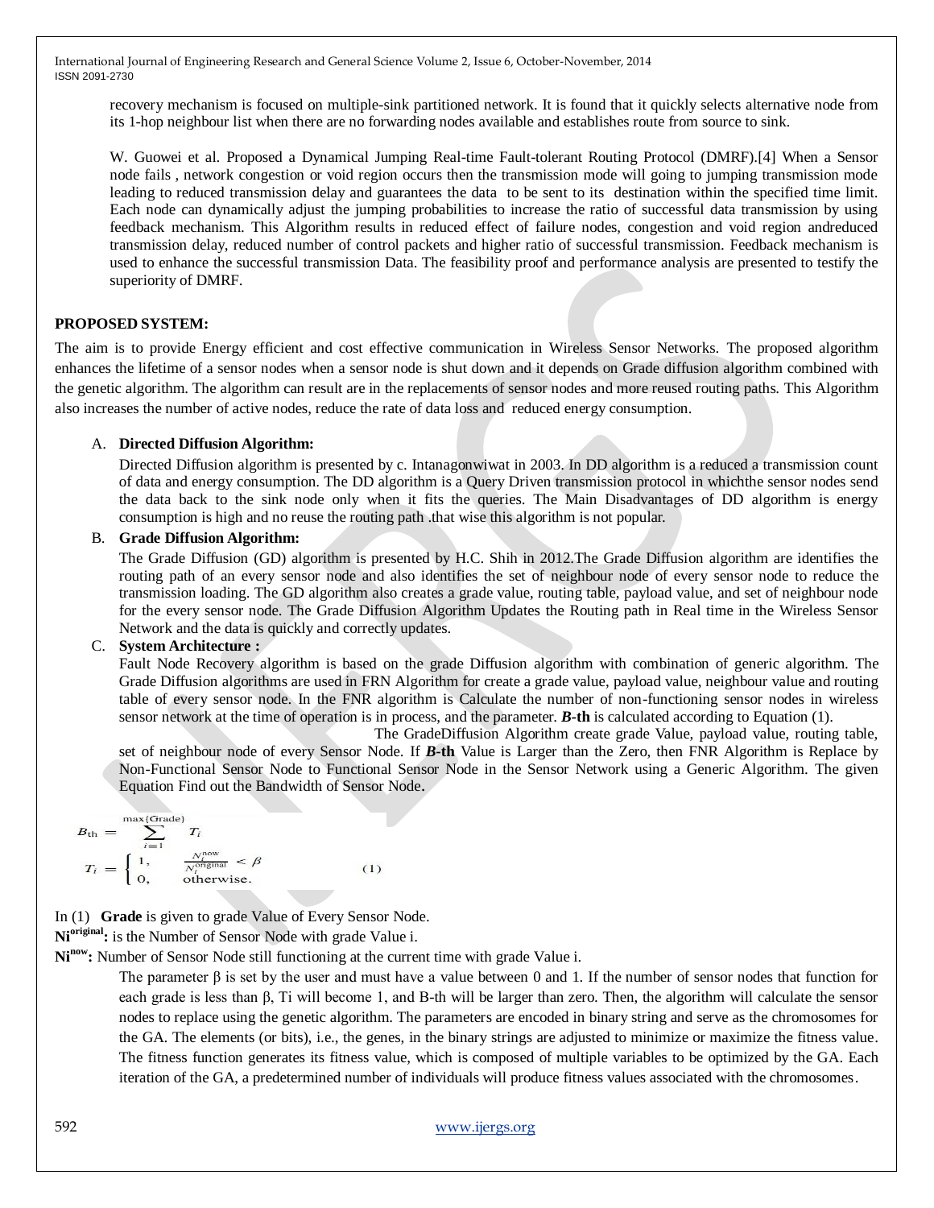recovery mechanism is focused on multiple-sink partitioned network. It is found that it quickly selects alternative node from its 1-hop neighbour list when there are no forwarding nodes available and establishes route from source to sink.

W. Guowei et al. Proposed a Dynamical Jumping Real-time Fault-tolerant Routing Protocol (DMRF).[4] When a Sensor node fails , network congestion or void region occurs then the transmission mode will going to jumping transmission mode leading to reduced transmission delay and guarantees the data to be sent to its destination within the specified time limit. Each node can dynamically adjust the jumping probabilities to increase the ratio of successful data transmission by using feedback mechanism. This Algorithm results in reduced effect of failure nodes, congestion and void region andreduced transmission delay, reduced number of control packets and higher ratio of successful transmission. Feedback mechanism is used to enhance the successful transmission Data. The feasibility proof and performance analysis are presented to testify the superiority of DMRF.

## PROPOSED SYSTEM:

The aim is to provide Energy efficient and cost effective communication in Wireless Sensor Networks. The proposed algorithm enhances the lifetime of a sensor nodes when a sensor node is shut down and it depends on Grade diffusion algorithm combined with the genetic algorithm. The algorithm can result are in the replacements of sensor nodes and more reused routing paths. This Algorithm also increases the number of active nodes, reduce the rate of data loss and reduced energy consumption.

A. **Directed Diffusion Algorithm:**

Directed Diffusion algorithm is presented by c. Intanagonwiwat in 2003. In DD algorithm is a reduced a transmission count of data and energy consumption. The DD algorithm is a Query Driven transmission protocol in whichthe sensor nodes send the data back to the sink node only when it fits the queries. The Main Disadvantages of DD algorithm is energy consumption is high and no reuse the routing path .that wise this algorithm is not popular.

B. **Grade Diffusion Algorithm:**

The Grade Diffusion (GD) algorithm is presented by H.C. Shih in 2012.The Grade Diffusion algorithm are identifies the routing path of an every sensor node and also identifies the set of neighbour node of every sensor node to reduce the transmission loading. The GD algorithm also creates a grade value, routing table, payload value, and set of neighbour node for the every sensor node. The Grade Diffusion Algorithm Updates the Routing path in Real time in the Wireless Sensor Network and the data is quickly and correctly updates.

C. **System Architecture :**

Fault Node Recovery algorithm is based on the grade Diffusion algorithm with combination of generic algorithm. The Grade Diffusion algorithms are used in FRN Algorithm for create a grade value, payload value, neighbour value and routing table of every sensor node. In the FNR algorithm is Calculate the number of non-functioning sensor nodes in wireless sensor network at the time of operation is in process, and the parameter. ***B*-th** is calculated according to Equation (1).

The GradeDiffusion Algorithm create grade Value, payload value, routing table, set of neighbour node of every Sensor Node. If ***B*-th** Value is Larger than the Zero, then FNR Algorithm is Replace by Non-Functional Sensor Node to Functional Sensor Node in the Sensor Network using a Generic Algorithm. The given Equation Find out the Bandwidth of Sensor Node.

$$B_{\text{th}} = \sum_{i=1}^{\max(\text{Grade})} T_i$$

$$T_i = \begin{cases} 1, & \frac{N_i^{\text{now}}}{N_i^{\text{original}}} < \beta \\ 0, & \text{otherwise.} \end{cases} \qquad (1)$$

In (1) **Grade** is given to grade Value of Every Sensor Node.

**$N_i^{original}$:** is the Number of Sensor Node with grade Value i.

**$N_i^{now}$:** Number of Sensor Node still functioning at the current time with grade Value i.

The parameter β is set by the user and must have a value between 0 and 1. If the number of sensor nodes that function for each grade is less than β, Ti will become 1, and B-th will be larger than zero. Then, the algorithm will calculate the sensor nodes to replace using the genetic algorithm. The parameters are encoded in binary string and serve as the chromosomes for the GA. The elements (or bits), i.e., the genes, in the binary strings are adjusted to minimize or maximize the fitness value. The fitness function generates its fitness value, which is composed of multiple variables to be optimized by the GA. Each iteration of the GA, a predetermined number of individuals will produce fitness values associated with the chromosomes.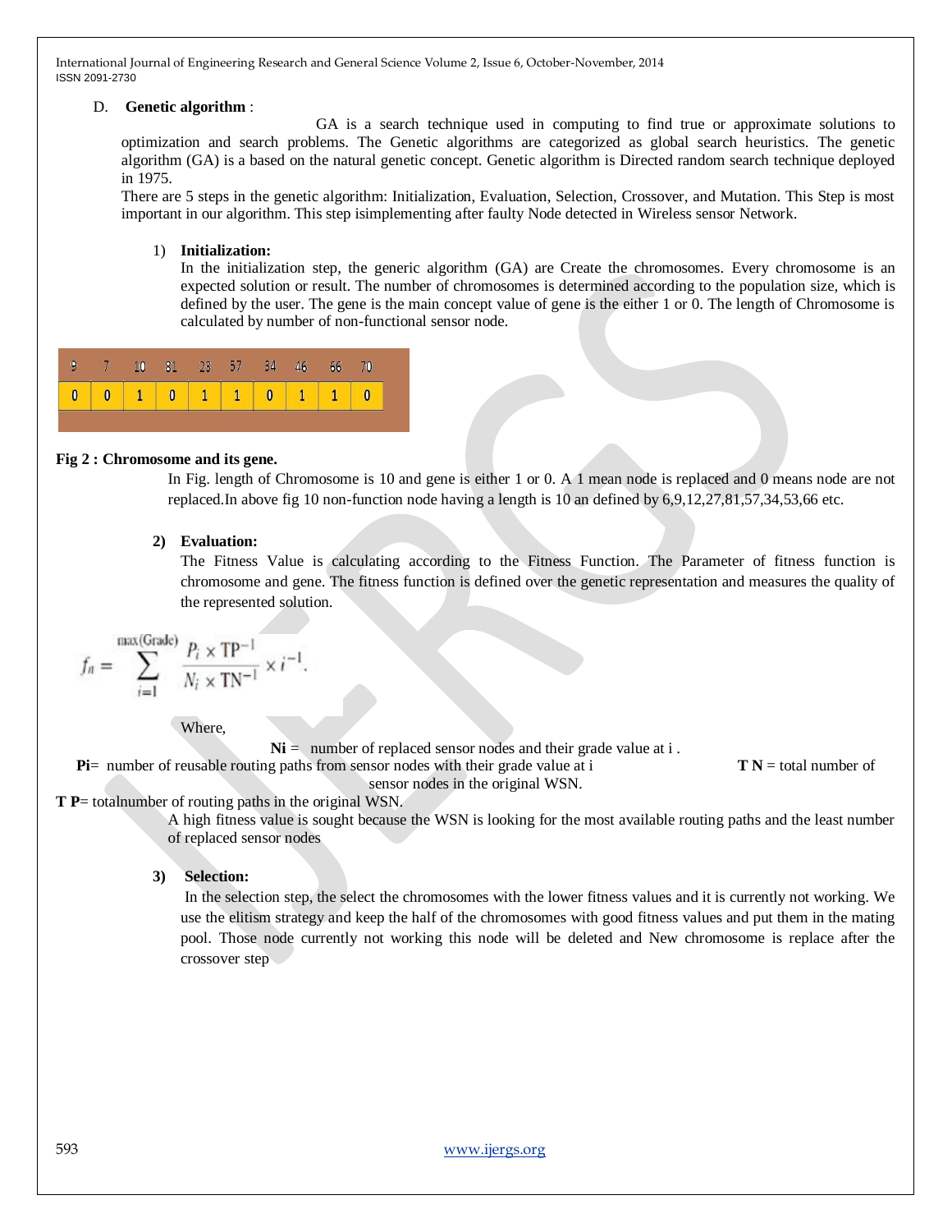D. **Genetic algorithm** :

GA is a search technique used in computing to find true or approximate solutions to optimization and search problems. The Genetic algorithms are categorized as global search heuristics. The genetic algorithm (GA) is a based on the natural genetic concept. Genetic algorithm is Directed random search technique deployed in 1975.

There are 5 steps in the genetic algorithm: Initialization, Evaluation, Selection, Crossover, and Mutation. This Step is most important in our algorithm. This step isimplementing after faulty Node detected in Wireless sensor Network.

1) **Initialization:**

In the initialization step, the generic algorithm (GA) are Create the chromosomes. Every chromosome is an expected solution or result. The number of chromosomes is determined according to the population size, which is defined by the user. The gene is the main concept value of gene is the either 1 or 0. The length of Chromosome is calculated by number of non-functional sensor node.

| 9 | 7 | 10 | 81 | 23 | 57 | 34 | 46 | 66 | 70 |
|---|---|---|---|---|---|---|---|---|---|
| 0 | 0 | 1 | 0 | 1 | 1 | 0 | 1 | 1 | 0 |

**Fig 2 : Chromosome and its gene.**

In Fig. length of Chromosome is 10 and gene is either 1 or 0. A 1 mean node is replaced and 0 means node are not replaced.In above fig 10 non-function node having a length is 10 an defined by 6,9,12,27,81,57,34,53,66 etc.

2) **Evaluation:**

The Fitness Value is calculating according to the Fitness Function. The Parameter of fitness function is chromosome and gene. The fitness function is defined over the genetic representation and measures the quality of the represented solution.

$$f_n = \sum_{i=1}^{\max(\text{Grade})} \frac{P_i \times \text{TP}^{-1}}{N_i \times \text{TN}^{-1}} \times i^{-1}.$$

Where,

**Ni** = number of replaced sensor nodes and their grade value at i .

**Pi**= number of reusable routing paths from sensor nodes with their grade value at i

**T N** = total number of sensor nodes in the original WSN.

**T P**= totalnumber of routing paths in the original WSN.

A high fitness value is sought because the WSN is looking for the most available routing paths and the least number of replaced sensor nodes

3) **Selection:**

In the selection step, the select the chromosomes with the lower fitness values and it is currently not working. We use the elitism strategy and keep the half of the chromosomes with good fitness values and put them in the mating pool. Those node currently not working this node will be deleted and New chromosome is replace after the crossover step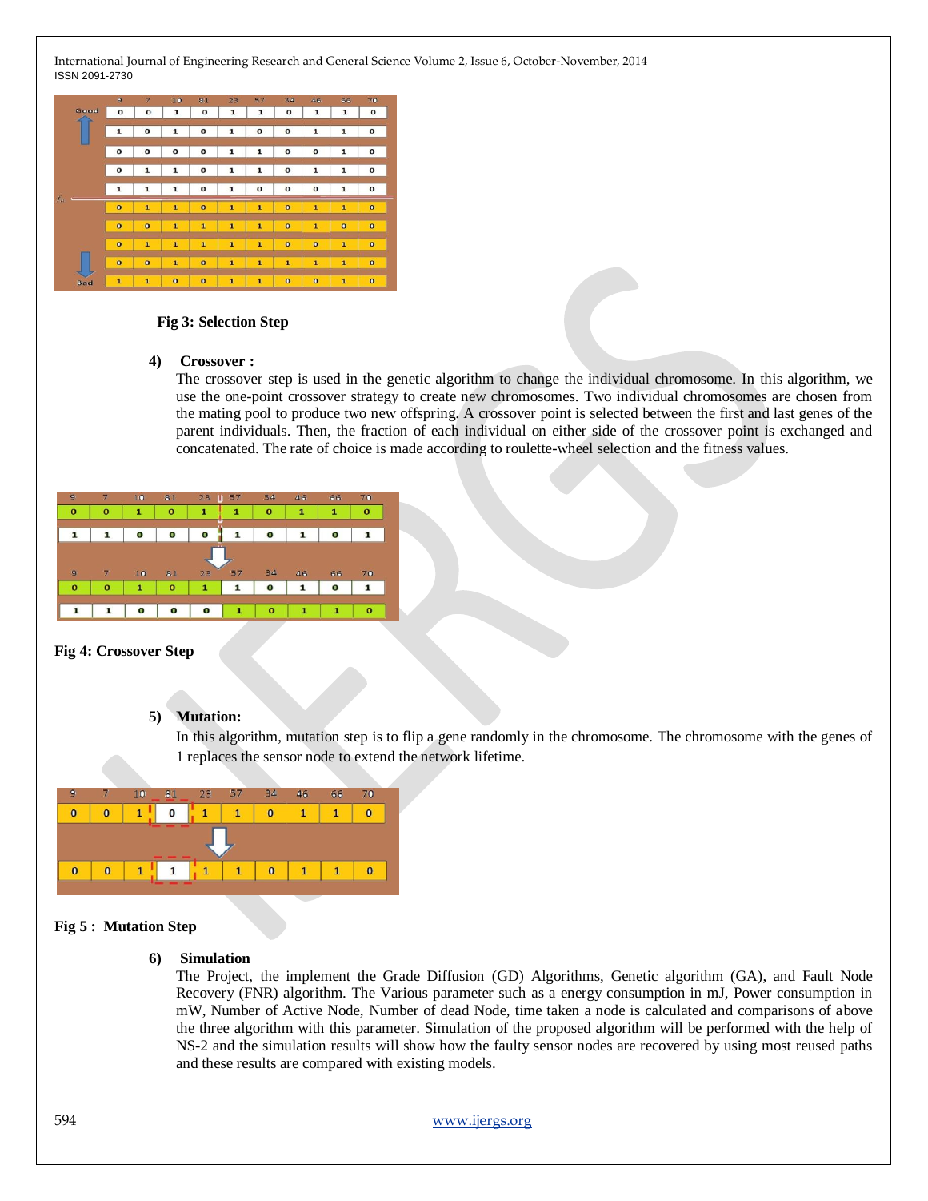**Fig 3: Selection Step**

4) **Crossover :**

The crossover step is used in the genetic algorithm to change the individual chromosome. In this algorithm, we use the one-point crossover strategy to create new chromosomes. Two individual chromosomes are chosen from the mating pool to produce two new offspring. A crossover point is selected between the first and last genes of the parent individuals. Then, the fraction of each individual on either side of the crossover point is exchanged and concatenated. The rate of choice is made according to roulette-wheel selection and the fitness values.

**Fig 4: Crossover Step**

5) **Mutation:**

In this algorithm, mutation step is to flip a gene randomly in the chromosome. The chromosome with the genes of 1 replaces the sensor node to extend the network lifetime.

**Fig 5 : Mutation Step**

6) **Simulation**

The Project, the implement the Grade Diffusion (GD) Algorithms, Genetic algorithm (GA), and Fault Node Recovery (FNR) algorithm. The Various parameter such as a energy consumption in mJ, Power consumption in mW, Number of Active Node, Number of dead Node, time taken a node is calculated and comparisons of above the three algorithm with this parameter. Simulation of the proposed algorithm will be performed with the help of NS-2 and the simulation results will show how the faulty sensor nodes are recovered by using most reused paths and these results are compared with existing models.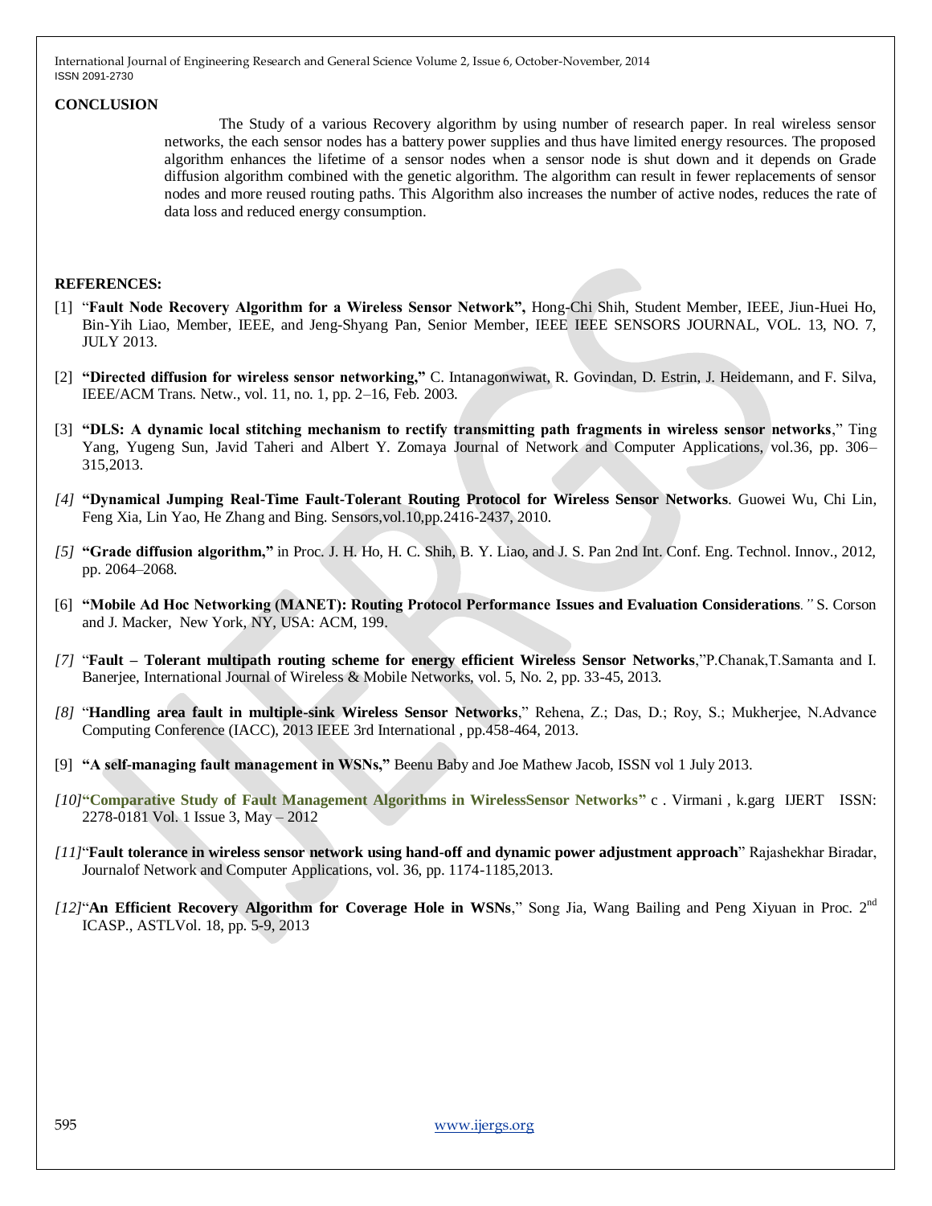## CONCLUSION

The Study of a various Recovery algorithm by using number of research paper. In real wireless sensor networks, the each sensor nodes has a battery power supplies and thus have limited energy resources. The proposed algorithm enhances the lifetime of a sensor nodes when a sensor node is shut down and it depends on Grade diffusion algorithm combined with the genetic algorithm. The algorithm can result in fewer replacements of sensor nodes and more reused routing paths. This Algorithm also increases the number of active nodes, reduces the rate of data loss and reduced energy consumption.

## REFERENCES:

[1] "**Fault Node Recovery Algorithm for a Wireless Sensor Network",** Hong-Chi Shih, Student Member, IEEE, Jiun-Huei Ho, Bin-Yih Liao, Member, IEEE, and Jeng-Shyang Pan, Senior Member, IEEE IEEE SENSORS JOURNAL, VOL. 13, NO. 7, JULY 2013.

[2] **"Directed diffusion for wireless sensor networking,"** C. Intanagonwiwat, R. Govindan, D. Estrin, J. Heidemann, and F. Silva, IEEE/ACM Trans. Netw., vol. 11, no. 1, pp. 2–16, Feb. 2003.

[3] **"DLS: A dynamic local stitching mechanism to rectify transmitting path fragments in wireless sensor networks**," Ting Yang, Yugeng Sun, Javid Taheri and Albert Y. Zomaya Journal of Network and Computer Applications, vol.36, pp. 306–315,2013.

*[4]* **"Dynamical Jumping Real-Time Fault-Tolerant Routing Protocol for Wireless Sensor Networks**. Guowei Wu, Chi Lin, Feng Xia, Lin Yao, He Zhang and Bing. Sensors,vol.10,pp.2416-2437, 2010.

*[5]* **"Grade diffusion algorithm,"** in Proc. J. H. Ho, H. C. Shih, B. Y. Liao, and J. S. Pan 2nd Int. Conf. Eng. Technol. Innov., 2012, pp. 2064–2068.

[6] **"Mobile Ad Hoc Networking (MANET): Routing Protocol Performance Issues and Evaluation Considerations**.*"* S. Corson and J. Macker, New York, NY, USA: ACM, 199.

*[7]* "**Fault – Tolerant multipath routing scheme for energy efficient Wireless Sensor Networks**,"P.Chanak,T.Samanta and I. Banerjee, International Journal of Wireless & Mobile Networks, vol. 5, No. 2, pp. 33-45, 2013.

*[8]* "**Handling area fault in multiple-sink Wireless Sensor Networks**," Rehena, Z.; Das, D.; Roy, S.; Mukherjee, N.Advance Computing Conference (IACC), 2013 IEEE 3rd International , pp.458-464, 2013.

[9] **"A self-managing fault management in WSNs,"** Beenu Baby and Joe Mathew Jacob, ISSN vol 1 July 2013.

*[10]***"Comparative Study of Fault Management Algorithms in WirelessSensor Networks"** c . Virmani , k.garg IJERT ISSN: 2278-0181 Vol. 1 Issue 3, May – 2012

*[11]*"**Fault tolerance in wireless sensor network using hand-off and dynamic power adjustment approach**" Rajashekhar Biradar, Journalof Network and Computer Applications, vol. 36, pp. 1174-1185,2013.

*[12]*"**An Efficient Recovery Algorithm for Coverage Hole in WSNs**," Song Jia, Wang Bailing and Peng Xiyuan in Proc. 2nd ICASP., ASTLVol. 18, pp. 5-9, 2013